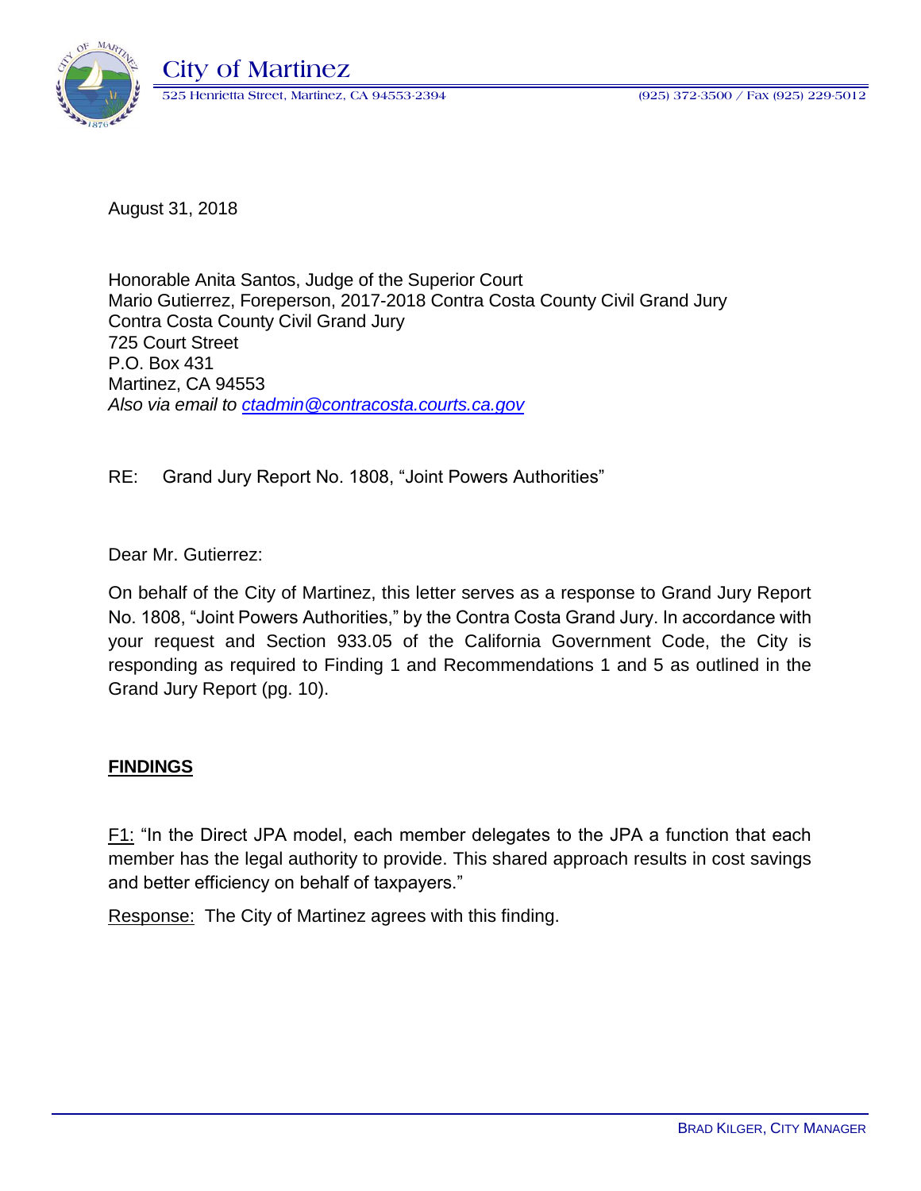City of Martinez

525 Henrietta Street, Martinez, CA 94553-2394 (925) 372-3500 / Fax (925) 229-5012

August 31, 2018

Honorable Anita Santos, Judge of the Superior Court
Mario Gutierrez, Foreperson, 2017-2018 Contra Costa County Civil Grand Jury
Contra Costa County Civil Grand Jury
725 Court Street
P.O. Box 431
Martinez, CA 94553
*Also via email to ctadmin@contracosta.courts.ca.gov*

RE: Grand Jury Report No. 1808, "Joint Powers Authorities"

Dear Mr. Gutierrez:

On behalf of the City of Martinez, this letter serves as a response to Grand Jury Report No. 1808, "Joint Powers Authorities," by the Contra Costa Grand Jury. In accordance with your request and Section 933.05 of the California Government Code, the City is responding as required to Finding 1 and Recommendations 1 and 5 as outlined in the Grand Jury Report (pg. 10).

## FINDINGS

F1: "In the Direct JPA model, each member delegates to the JPA a function that each member has the legal authority to provide. This shared approach results in cost savings and better efficiency on behalf of taxpayers."

Response: The City of Martinez agrees with this finding.

BRAD KILGER, CITY MANAGER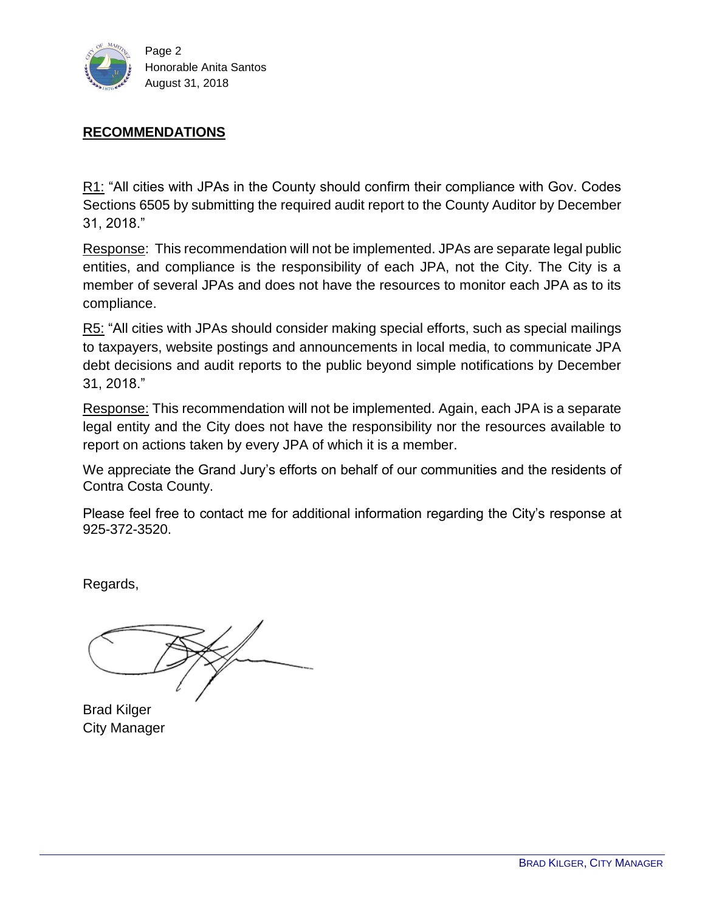## RECOMMENDATIONS

R1: "All cities with JPAs in the County should confirm their compliance with Gov. Codes Sections 6505 by submitting the required audit report to the County Auditor by December 31, 2018."

Response: This recommendation will not be implemented. JPAs are separate legal public entities, and compliance is the responsibility of each JPA, not the City. The City is a member of several JPAs and does not have the resources to monitor each JPA as to its compliance.

R5: "All cities with JPAs should consider making special efforts, such as special mailings to taxpayers, website postings and announcements in local media, to communicate JPA debt decisions and audit reports to the public beyond simple notifications by December 31, 2018."

Response: This recommendation will not be implemented. Again, each JPA is a separate legal entity and the City does not have the responsibility nor the resources available to report on actions taken by every JPA of which it is a member.

We appreciate the Grand Jury's efforts on behalf of our communities and the residents of Contra Costa County.

Please feel free to contact me for additional information regarding the City's response at 925-372-3520.

Regards,

Brad Kilger
City Manager